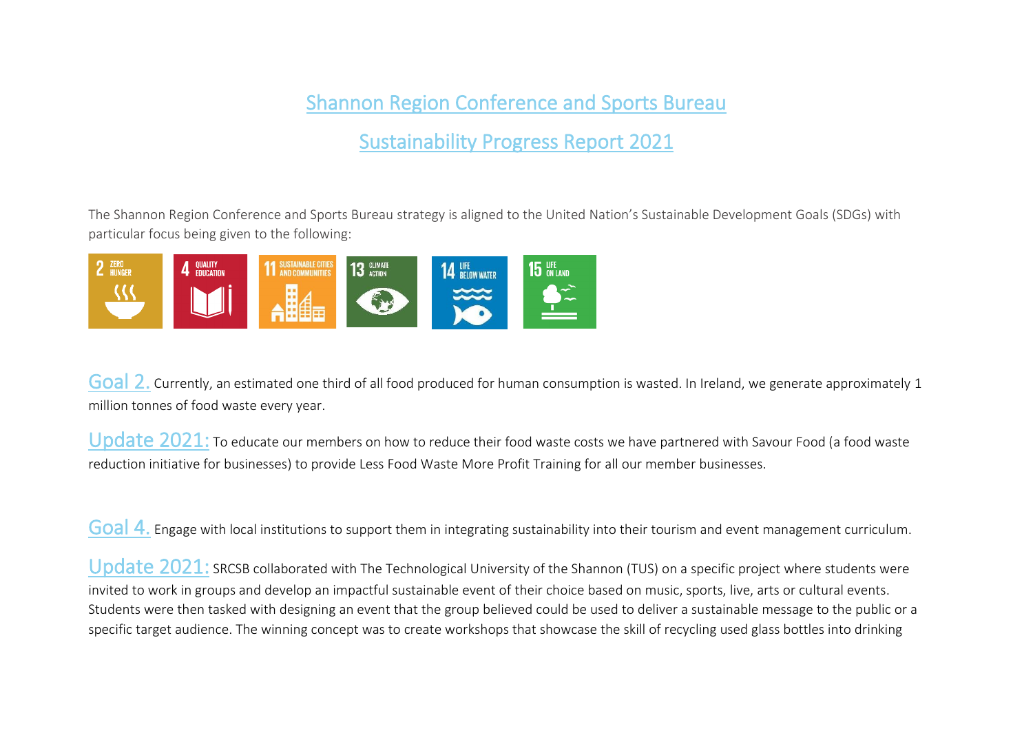# Shannon Region Conference and Sports Bureau

## Sustainability Progress Report 2021

The Shannon Region Conference and Sports Bureau strategy is aligned to the United Nation's Sustainable Development Goals (SDGs) with particular focus being given to the following:

**Goal 2.** Currently, an estimated one third of all food produced for human consumption is wasted. In Ireland, we generate approximately 1 million tonnes of food waste every year.

**Update 2021:** To educate our members on how to reduce their food waste costs we have partnered with Savour Food (a food waste reduction initiative for businesses) to provide Less Food Waste More Profit Training for all our member businesses.

**Goal 4.** Engage with local institutions to support them in integrating sustainability into their tourism and event management curriculum.

**Update 2021:** SRCSB collaborated with The Technological University of the Shannon (TUS) on a specific project where students were invited to work in groups and develop an impactful sustainable event of their choice based on music, sports, live, arts or cultural events. Students were then tasked with designing an event that the group believed could be used to deliver a sustainable message to the public or a specific target audience. The winning concept was to create workshops that showcase the skill of recycling used glass bottles into drinking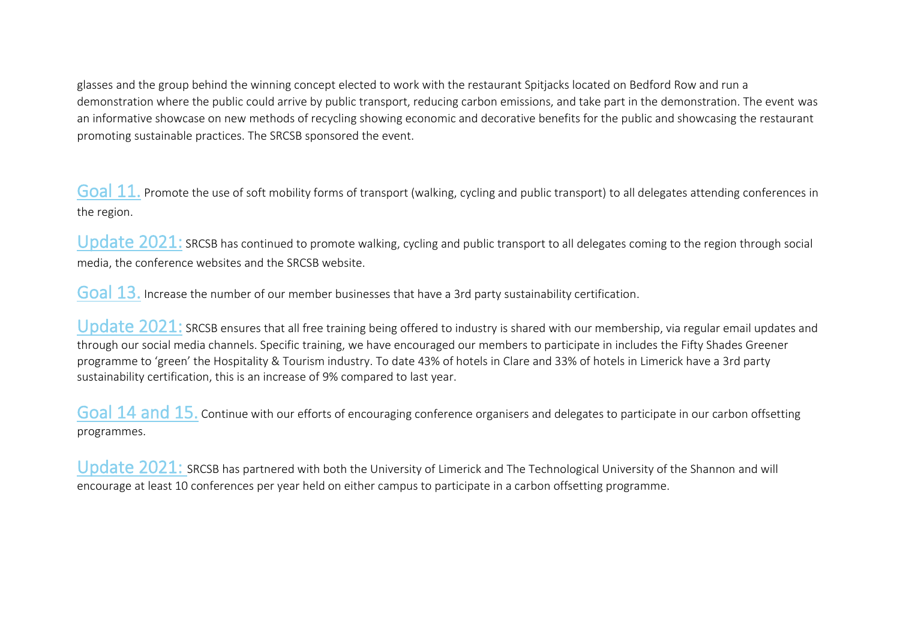glasses and the group behind the winning concept elected to work with the restaurant Spitjacks located on Bedford Row and run a demonstration where the public could arrive by public transport, reducing carbon emissions, and take part in the demonstration. The event was an informative showcase on new methods of recycling showing economic and decorative benefits for the public and showcasing the restaurant promoting sustainable practices. The SRCSB sponsored the event.

**Goal 11.** Promote the use of soft mobility forms of transport (walking, cycling and public transport) to all delegates attending conferences in the region.

**Update 2021:** SRCSB has continued to promote walking, cycling and public transport to all delegates coming to the region through social media, the conference websites and the SRCSB website.

**Goal 13.** Increase the number of our member businesses that have a 3rd party sustainability certification.

**Update 2021:** SRCSB ensures that all free training being offered to industry is shared with our membership, via regular email updates and through our social media channels. Specific training, we have encouraged our members to participate in includes the Fifty Shades Greener programme to 'green' the Hospitality & Tourism industry. To date 43% of hotels in Clare and 33% of hotels in Limerick have a 3rd party sustainability certification, this is an increase of 9% compared to last year.

**Goal 14 and 15.** Continue with our efforts of encouraging conference organisers and delegates to participate in our carbon offsetting programmes.

**Update 2021:** SRCSB has partnered with both the University of Limerick and The Technological University of the Shannon and will encourage at least 10 conferences per year held on either campus to participate in a carbon offsetting programme.